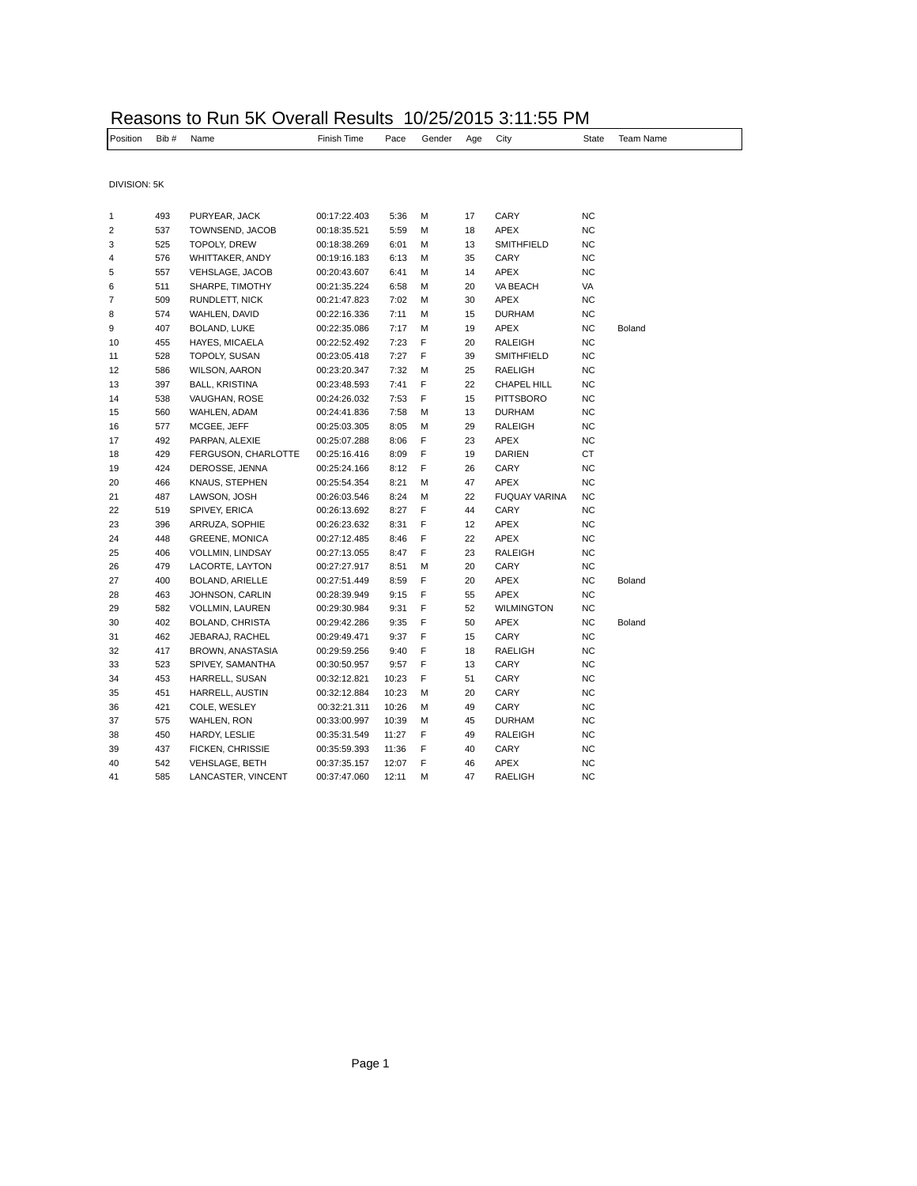# Reasons to Run 5K Overall Results  10/25/2015 3:11:55 PM

DIVISION: 5K

| Position | Bib # | Name | Finish Time | Pace | Gender | Age | City | State | Team Name |
|---|---|---|---|---|---|---|---|---|---|
| 1 | 493 | PURYEAR, JACK | 00:17:22.403 | 5:36 | M | 17 | CARY | NC | |
| 2 | 537 | TOWNSEND, JACOB | 00:18:35.521 | 5:59 | M | 18 | APEX | NC | |
| 3 | 525 | TOPOLY, DREW | 00:18:38.269 | 6:01 | M | 13 | SMITHFIELD | NC | |
| 4 | 576 | WHITTAKER, ANDY | 00:19:16.183 | 6:13 | M | 35 | CARY | NC | |
| 5 | 557 | VEHSLAGE, JACOB | 00:20:43.607 | 6:41 | M | 14 | APEX | NC | |
| 6 | 511 | SHARPE, TIMOTHY | 00:21:35.224 | 6:58 | M | 20 | VA BEACH | VA | |
| 7 | 509 | RUNDLETT, NICK | 00:21:47.823 | 7:02 | M | 30 | APEX | NC | |
| 8 | 574 | WAHLEN, DAVID | 00:22:16.336 | 7:11 | M | 15 | DURHAM | NC | |
| 9 | 407 | BOLAND, LUKE | 00:22:35.086 | 7:17 | M | 19 | APEX | NC | Boland |
| 10 | 455 | HAYES, MICAELA | 00:22:52.492 | 7:23 | F | 20 | RALEIGH | NC | |
| 11 | 528 | TOPOLY, SUSAN | 00:23:05.418 | 7:27 | F | 39 | SMITHFIELD | NC | |
| 12 | 586 | WILSON, AARON | 00:23:20.347 | 7:32 | M | 25 | RAELIGH | NC | |
| 13 | 397 | BALL, KRISTINA | 00:23:48.593 | 7:41 | F | 22 | CHAPEL HILL | NC | |
| 14 | 538 | VAUGHAN, ROSE | 00:24:26.032 | 7:53 | F | 15 | PITTSBORO | NC | |
| 15 | 560 | WAHLEN, ADAM | 00:24:41.836 | 7:58 | M | 13 | DURHAM | NC | |
| 16 | 577 | MCGEE, JEFF | 00:25:03.305 | 8:05 | M | 29 | RALEIGH | NC | |
| 17 | 492 | PARPAN, ALEXIE | 00:25:07.288 | 8:06 | F | 23 | APEX | NC | |
| 18 | 429 | FERGUSON, CHARLOTTE | 00:25:16.416 | 8:09 | F | 19 | DARIEN | CT | |
| 19 | 424 | DEROSSE, JENNA | 00:25:24.166 | 8:12 | F | 26 | CARY | NC | |
| 20 | 466 | KNAUS, STEPHEN | 00:25:54.354 | 8:21 | M | 47 | APEX | NC | |
| 21 | 487 | LAWSON, JOSH | 00:26:03.546 | 8:24 | M | 22 | FUQUAY VARINA | NC | |
| 22 | 519 | SPIVEY, ERICA | 00:26:13.692 | 8:27 | F | 44 | CARY | NC | |
| 23 | 396 | ARRUZA, SOPHIE | 00:26:23.632 | 8:31 | F | 12 | APEX | NC | |
| 24 | 448 | GREENE, MONICA | 00:27:12.485 | 8:46 | F | 22 | APEX | NC | |
| 25 | 406 | VOLLMIN, LINDSAY | 00:27:13.055 | 8:47 | F | 23 | RALEIGH | NC | |
| 26 | 479 | LACORTE, LAYTON | 00:27:27.917 | 8:51 | M | 20 | CARY | NC | |
| 27 | 400 | BOLAND, ARIELLE | 00:27:51.449 | 8:59 | F | 20 | APEX | NC | Boland |
| 28 | 463 | JOHNSON, CARLIN | 00:28:39.949 | 9:15 | F | 55 | APEX | NC | |
| 29 | 582 | VOLLMIN, LAUREN | 00:29:30.984 | 9:31 | F | 52 | WILMINGTON | NC | |
| 30 | 402 | BOLAND, CHRISTA | 00:29:42.286 | 9:35 | F | 50 | APEX | NC | Boland |
| 31 | 462 | JEBARAJ, RACHEL | 00:29:49.471 | 9:37 | F | 15 | CARY | NC | |
| 32 | 417 | BROWN, ANASTASIA | 00:29:59.256 | 9:40 | F | 18 | RAELIGH | NC | |
| 33 | 523 | SPIVEY, SAMANTHA | 00:30:50.957 | 9:57 | F | 13 | CARY | NC | |
| 34 | 453 | HARRELL, SUSAN | 00:32:12.821 | 10:23 | F | 51 | CARY | NC | |
| 35 | 451 | HARRELL, AUSTIN | 00:32:12.884 | 10:23 | M | 20 | CARY | NC | |
| 36 | 421 | COLE, WESLEY | 00:32:21.311 | 10:26 | M | 49 | CARY | NC | |
| 37 | 575 | WAHLEN, RON | 00:33:00.997 | 10:39 | M | 45 | DURHAM | NC | |
| 38 | 450 | HARDY, LESLIE | 00:35:31.549 | 11:27 | F | 49 | RALEIGH | NC | |
| 39 | 437 | FICKEN, CHRISSIE | 00:35:59.393 | 11:36 | F | 40 | CARY | NC | |
| 40 | 542 | VEHSLAGE, BETH | 00:37:35.157 | 12:07 | F | 46 | APEX | NC | |
| 41 | 585 | LANCASTER, VINCENT | 00:37:47.060 | 12:11 | M | 47 | RAELIGH | NC | |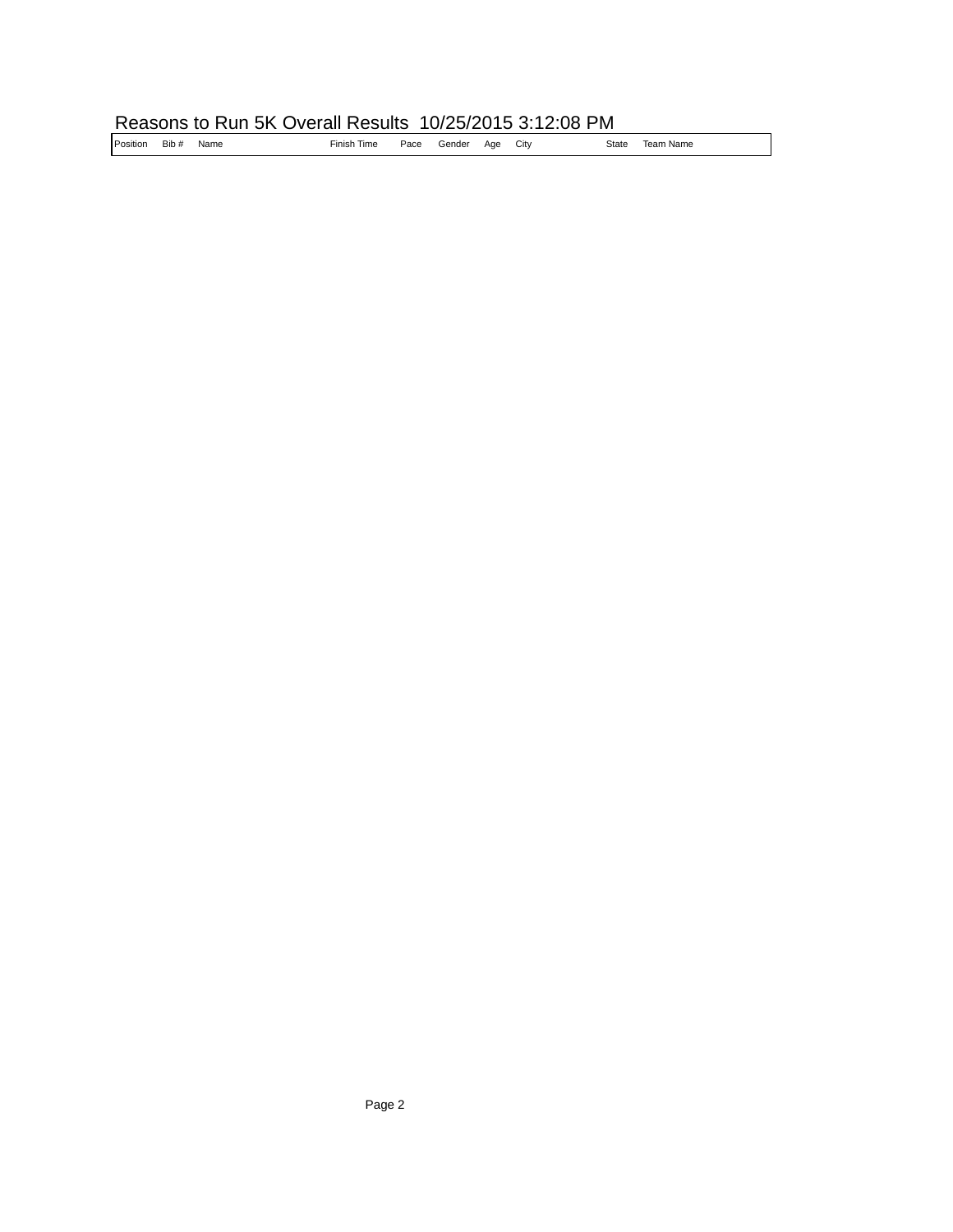# Reasons to Run 5K Overall Results 10/25/2015 3:12:08 PM

| Position | Bib # | Name | Finish Time | Pace | Gender | Age | City | State | Team Name |
|---|---|---|---|---|---|---|---|---|---|